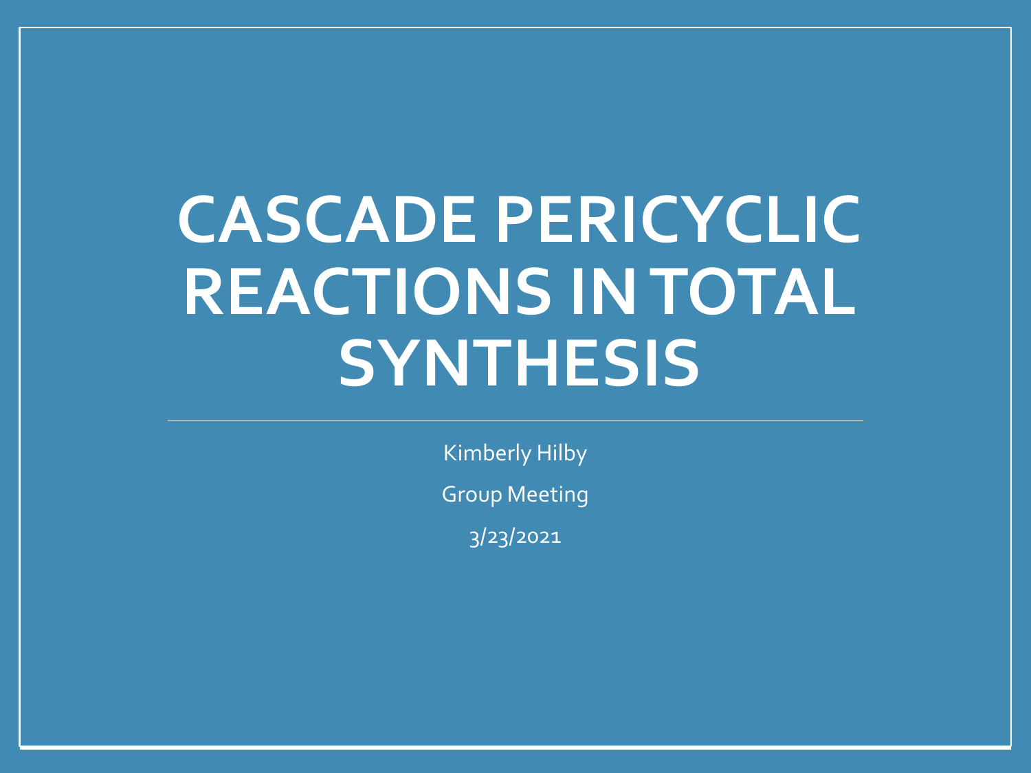# CASCADE PERICYCLIC REACTIONS IN TOTAL SYNTHESIS

Kimberly Hilby

Group Meeting

3/23/2021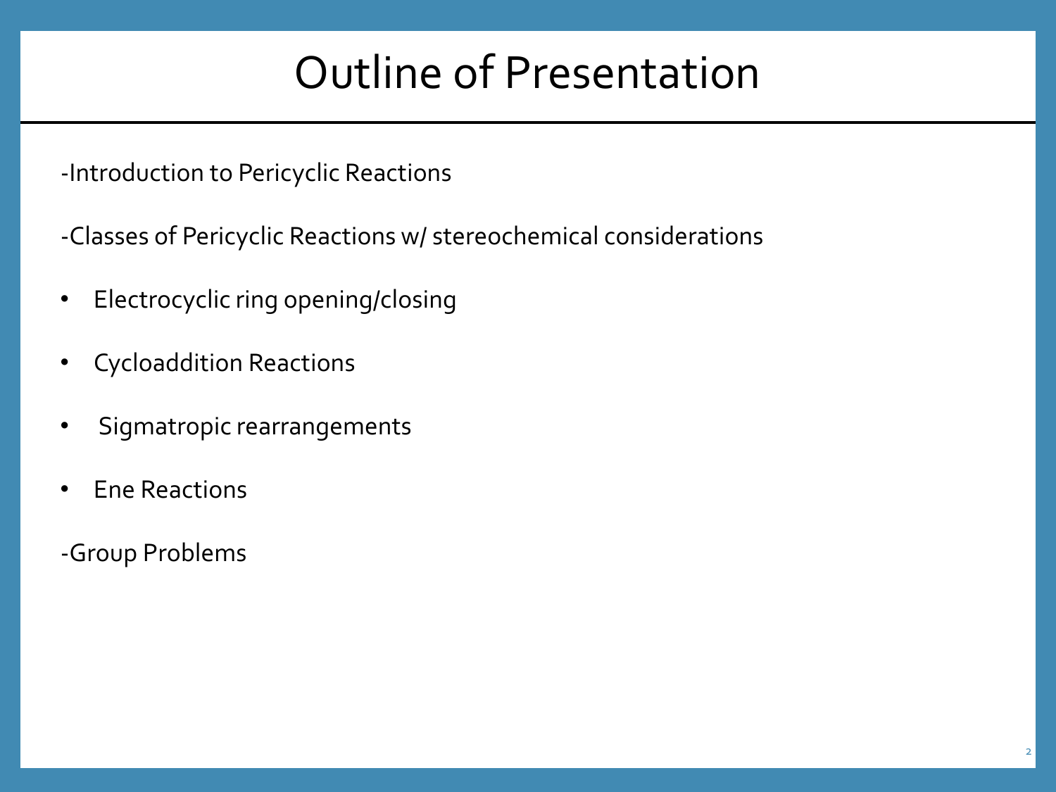# Outline of Presentation

-Introduction to Pericyclic Reactions

-Classes of Pericyclic Reactions w/ stereochemical considerations

- Electrocyclic ring opening/closing
- Cycloaddition Reactions
- Sigmatropic rearrangements
- Ene Reactions

-Group Problems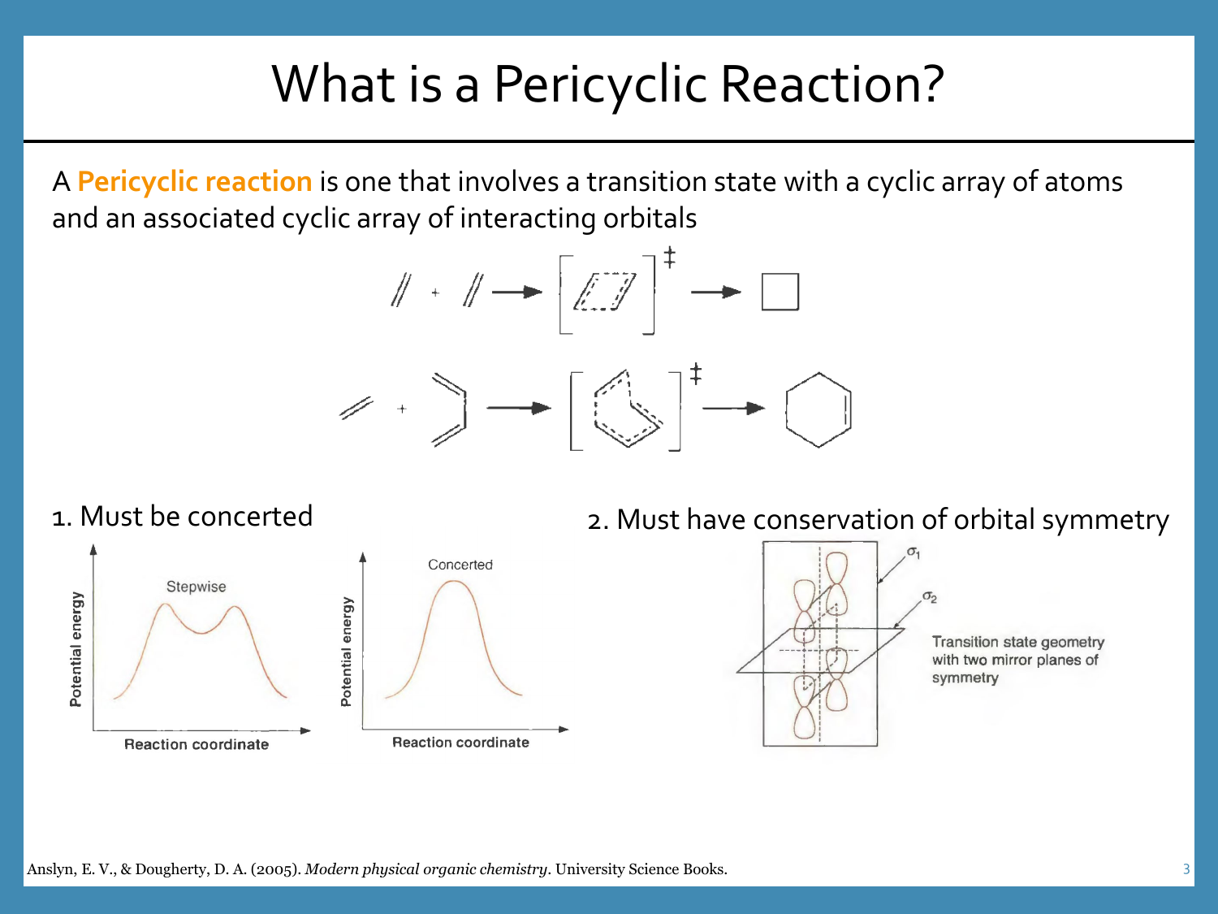# What is a Pericyclic Reaction?

A **Pericyclic reaction** is one that involves a transition state with a cyclic array of atoms and an associated cyclic array of interacting orbitals

1. Must be concerted

Stepwise

Concerted

Potential energy

Reaction coordinate

2. Must have conservation of orbital symmetry

$\sigma_1$

$\sigma_2$

Transition state geometry with two mirror planes of symmetry

Anslyn, E. V., & Dougherty, D. A. (2005). *Modern physical organic chemistry*. University Science Books.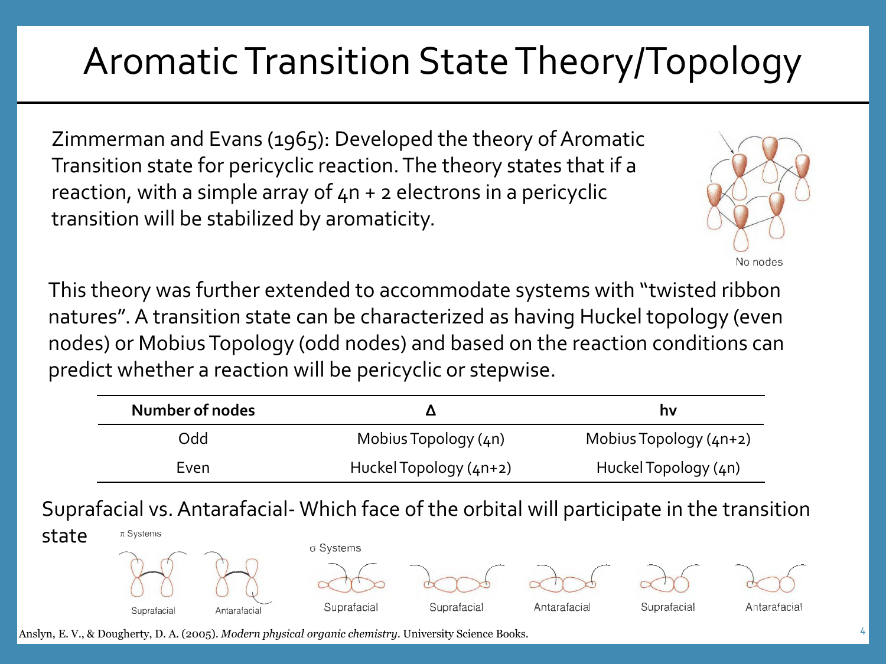# Aromatic Transition State Theory/Topology

Zimmerman and Evans (1965): Developed the theory of Aromatic Transition state for pericyclic reaction. The theory states that if a reaction, with a simple array of 4n + 2 electrons in a pericyclic transition will be stabilized by aromaticity.

No nodes

This theory was further extended to accommodate systems with "twisted ribbon natures". A transition state can be characterized as having Huckel topology (even nodes) or Mobius Topology (odd nodes) and based on the reaction conditions can predict whether a reaction will be pericyclic or stepwise.

| **Number of nodes** | **Δ** | **hv** |
|---|---|---|
| Odd | Mobius Topology (4n) | Mobius Topology (4n+2) |
| Even | Huckel Topology (4n+2) | Huckel Topology (4n) |

Suprafacial vs. Antarafacial- Which face of the orbital will participate in the transition state

π Systems: Suprafacial, Antarafacial

σ Systems: Suprafacial, Suprafacial, Antarafacial, Suprafacial, Antarafacial

Anslyn, E. V., & Dougherty, D. A. (2005). *Modern physical organic chemistry*. University Science Books.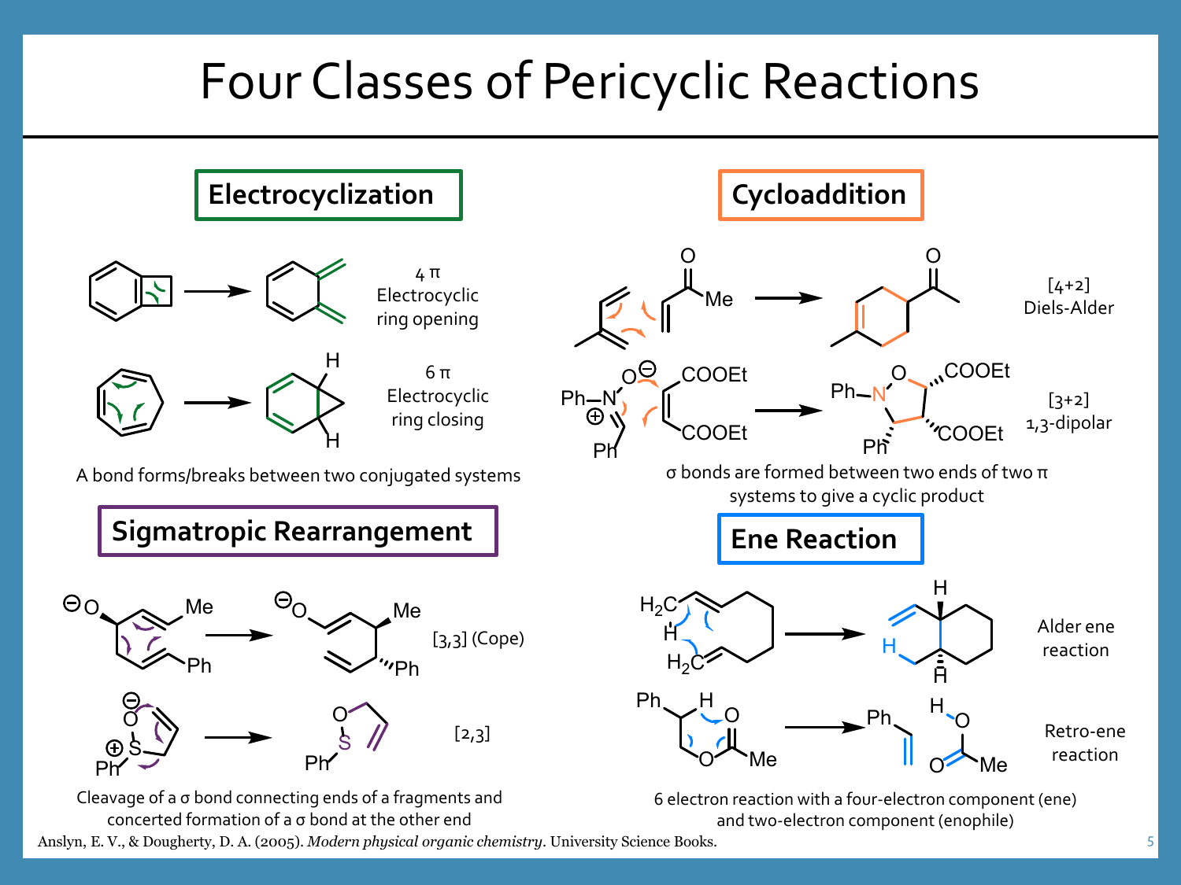# Four Classes of Pericyclic Reactions

## Electrocyclization

4 π Electrocyclic ring opening

6 π Electrocyclic ring closing

A bond forms/breaks between two conjugated systems

## Cycloaddition

[4+2] Diels-Alder

[3+2] 1,3-dipolar

σ bonds are formed between two ends of two π systems to give a cyclic product

## Sigmatropic Rearrangement

[3,3] (Cope)

[2,3]

Cleavage of a σ bond connecting ends of a fragments and concerted formation of a σ bond at the other end

## Ene Reaction

Alder ene reaction

Retro-ene reaction

6 electron reaction with a four-electron component (ene) and two-electron component (enophile)

Anslyn, E. V., & Dougherty, D. A. (2005). *Modern physical organic chemistry*. University Science Books.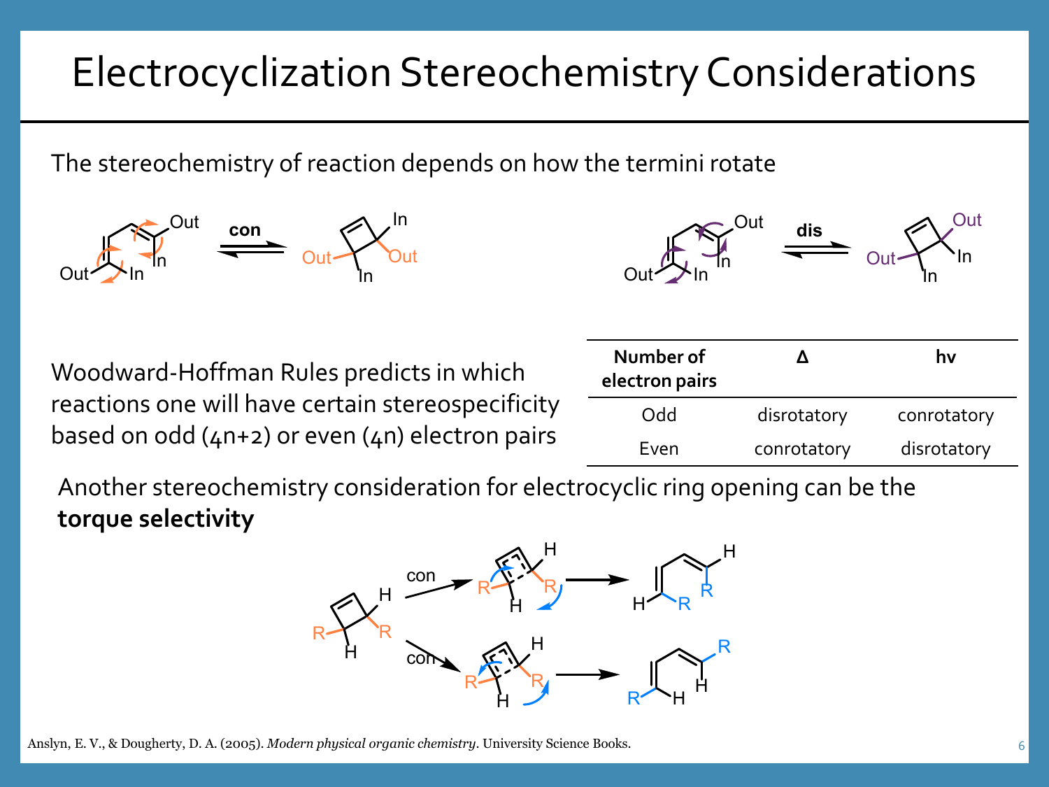# Electrocyclization Stereochemistry Considerations

The stereochemistry of reaction depends on how the termini rotate

Woodward-Hoffman Rules predicts in which reactions one will have certain stereospecificity based on odd (4n+2) or even (4n) electron pairs

| Number of electron pairs | Δ | hν |
|---|---|---|
| Odd | disrotatory | conrotatory |
| Even | conrotatory | disrotatory |

Another stereochemistry consideration for electrocyclic ring opening can be the **torque selectivity**

Anslyn, E. V., & Dougherty, D. A. (2005). *Modern physical organic chemistry*. University Science Books.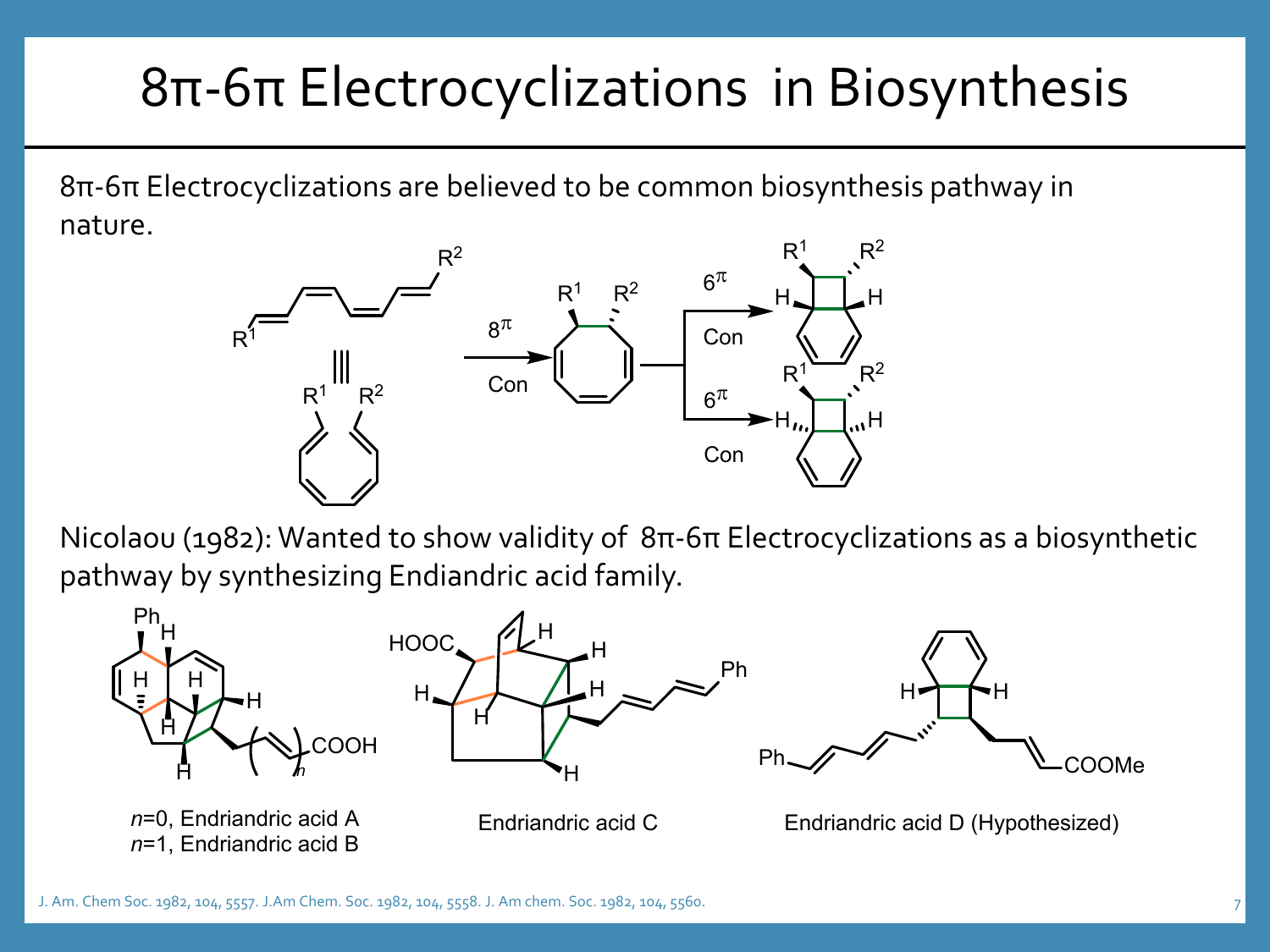# 8π-6π Electrocyclizations in Biosynthesis

8π-6π Electrocyclizations are believed to be common biosynthesis pathway in nature.

Nicolaou (1982): Wanted to show validity of 8π-6π Electrocyclizations as a biosynthetic pathway by synthesizing Endiandric acid family.

$n$=0, Endriandric acid A
$n$=1, Endriandric acid B

Endriandric acid C

Endriandric acid D (Hypothesized)

J. Am. Chem Soc. 1982, 104, 5557. J.Am Chem. Soc. 1982, 104, 5558. J. Am chem. Soc. 1982, 104, 5560.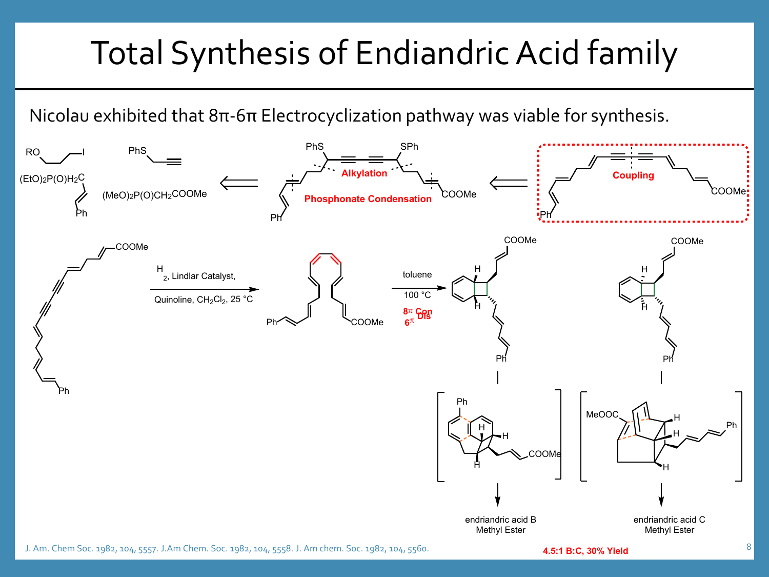# Total Synthesis of Endiandric Acid family

Nicolau exhibited that 8π-6π Electrocyclization pathway was viable for synthesis.

RO⁀⁀I

$(EtO)_2P(O)H_2C$ — Ph

PhS — alkyne

$(MeO)_2P(O)CH_2COOMe$

⟸ PhS ... SPh — **Alkylation** — **Phosphonate Condensation** — Ph ... COOMe

⟸ **Coupling** — Ph ... COOMe

$H_2$, Lindlar Catalyst, Quinoline, $CH_2Cl_2$, 25 °C

toluene, 100 °C

**8π Con**

**6π Dis**

endriandric acid B Methyl Ester

endriandric acid C Methyl Ester

**4.5:1 B:C, 30% Yield**

J. Am. Chem Soc. 1982, 104, 5557. J.Am Chem. Soc. 1982, 104, 5558. J. Am chem. Soc. 1982, 104, 5560.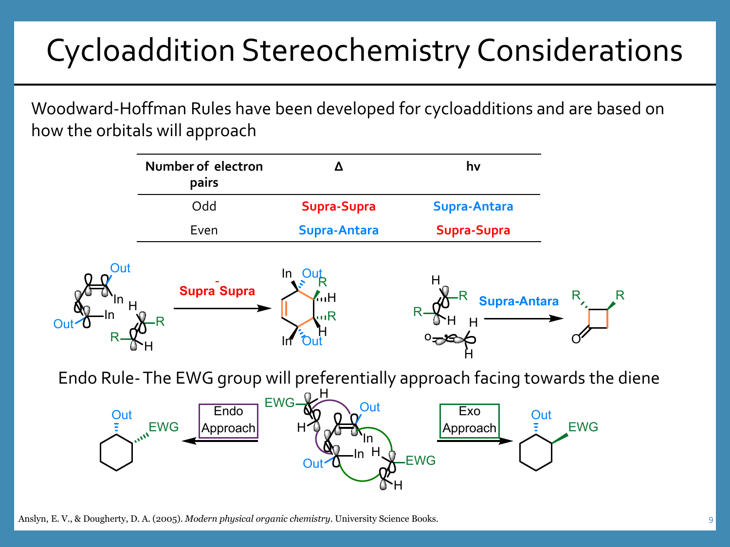# Cycloaddition Stereochemistry Considerations

Woodward-Hoffman Rules have been developed for cycloadditions and are based on how the orbitals will approach

| Number of electron pairs | Δ | hv |
|---|---|---|
| Odd | Supra-Supra | Supra-Antara |
| Even | Supra-Antara | Supra-Supra |

Supra-Supra

Supra-Antara

Endo Rule- The EWG group will preferentially approach facing towards the diene

Endo Approach

Exo Approach

Anslyn, E. V., & Dougherty, D. A. (2005). *Modern physical organic chemistry*. University Science Books.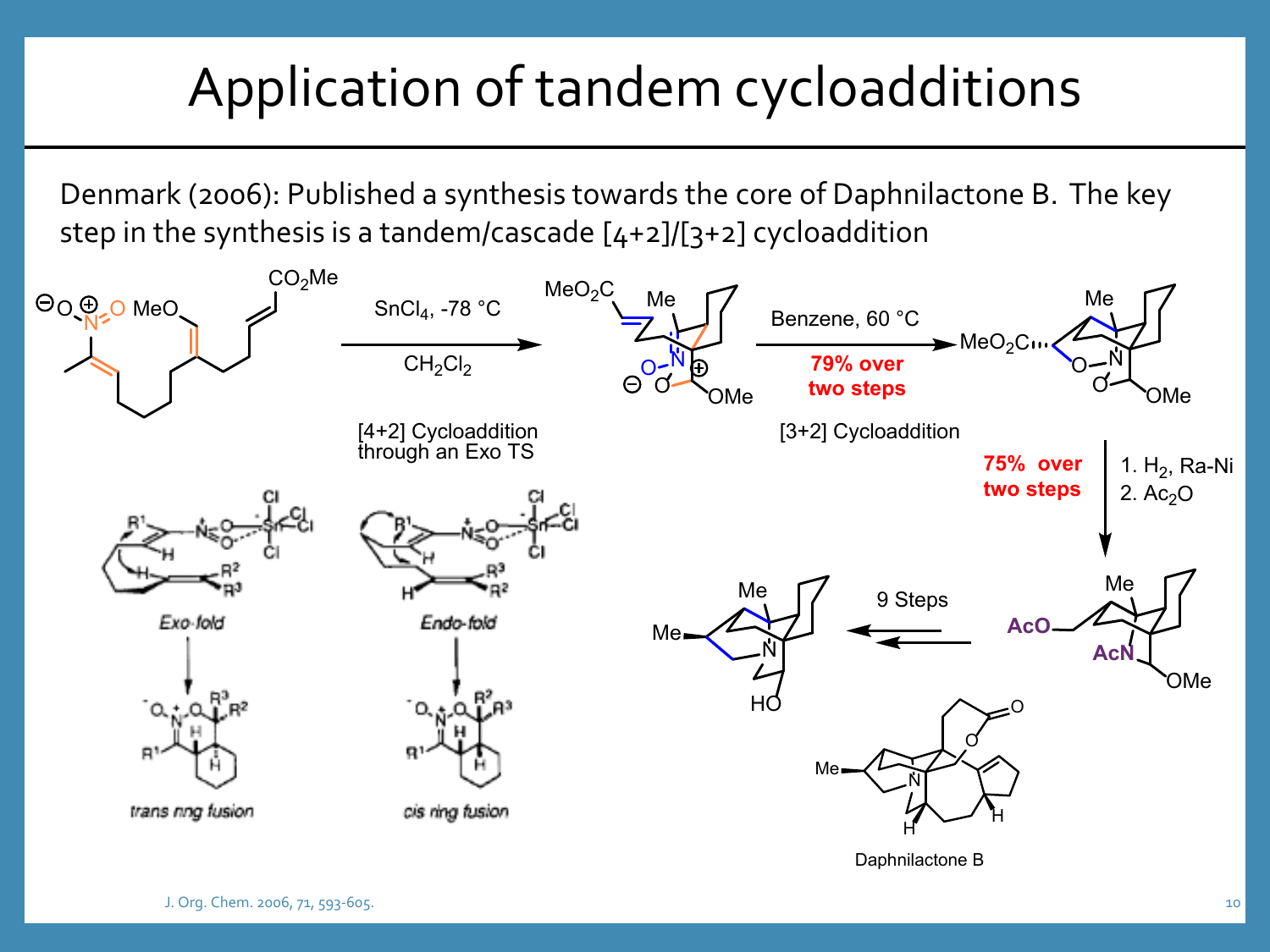# Application of tandem cycloadditions

Denmark (2006): Published a synthesis towards the core of Daphnilactone B. The key step in the synthesis is a tandem/cascade [4+2]/[3+2] cycloaddition

$SnCl_4$, -78 °C

$CH_2Cl_2$

[4+2] Cycloaddition through an Exo TS

Benzene, 60 °C

**79% over two steps**

[3+2] Cycloaddition

1. $H_2$, Ra-Ni
2. $Ac_2O$

**75% over two steps**

9 Steps

*Exo-fold*

*trans ring fusion*

*Endo-fold*

*cis ring fusion*

Daphnilactone B

J. Org. Chem. 2006, 71, 593-605.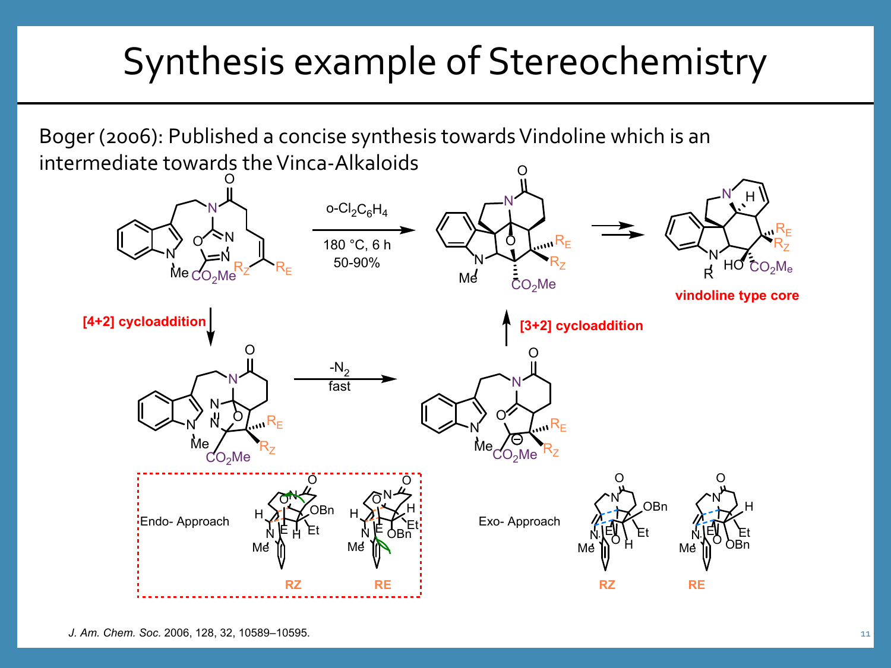# Synthesis example of Stereochemistry

Boger (2006): Published a concise synthesis towards Vindoline which is an intermediate towards the Vinca-Alkaloids

$o\text{-}Cl_2C_6H_4$

180 °C, 6 h

50-90%

**[4+2] cycloaddition**

$-N_2$

fast

**[3+2] cycloaddition**

**vindoline type core**

Endo- Approach

RZ RE

Exo- Approach

RZ RE

*J. Am. Chem. Soc.* 2006, 128, 32, 10589–10595.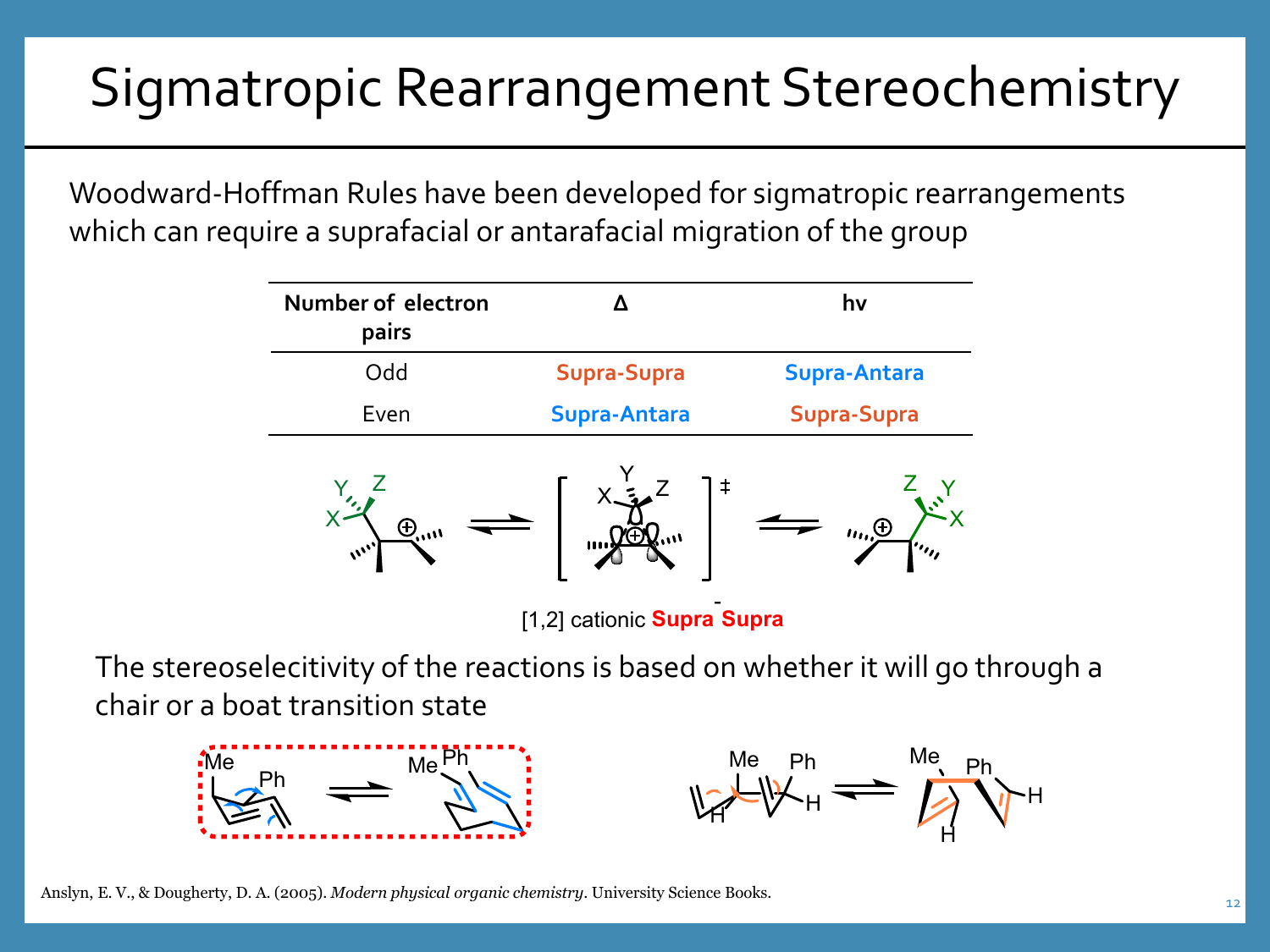# Sigmatropic Rearrangement Stereochemistry

Woodward-Hoffman Rules have been developed for sigmatropic rearrangements which can require a suprafacial or antarafacial migration of the group

| Number of electron pairs | Δ | hv |
|---|---|---|
| Odd | **Supra-Supra** | **Supra-Antara** |
| Even | **Supra-Antara** | **Supra-Supra** |

[1,2] cationic **Supra-Supra**

The stereoselecitivity of the reactions is based on whether it will go through a chair or a boat transition state

Anslyn, E. V., & Dougherty, D. A. (2005). *Modern physical organic chemistry*. University Science Books.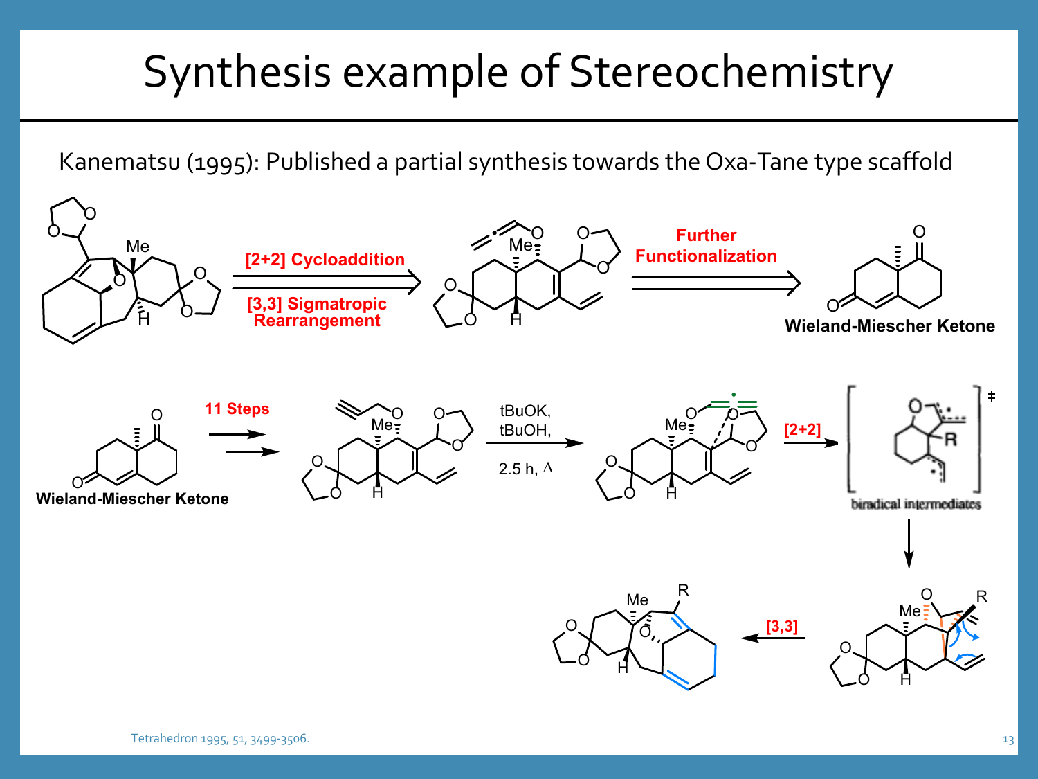# Synthesis example of Stereochemistry

Kanematsu (1995): Published a partial synthesis towards the Oxa-Tane type scaffold

[2+2] Cycloaddition

[3,3] Sigmatropic Rearrangement

Further Functionalization

Wieland-Miescher Ketone

Wieland-Miescher Ketone

11 Steps

tBuOK, tBuOH, 2.5 h, Δ

[2+2]

biradical intermediates

[3,3]

Tetrahedron 1995, 51, 3499-3506.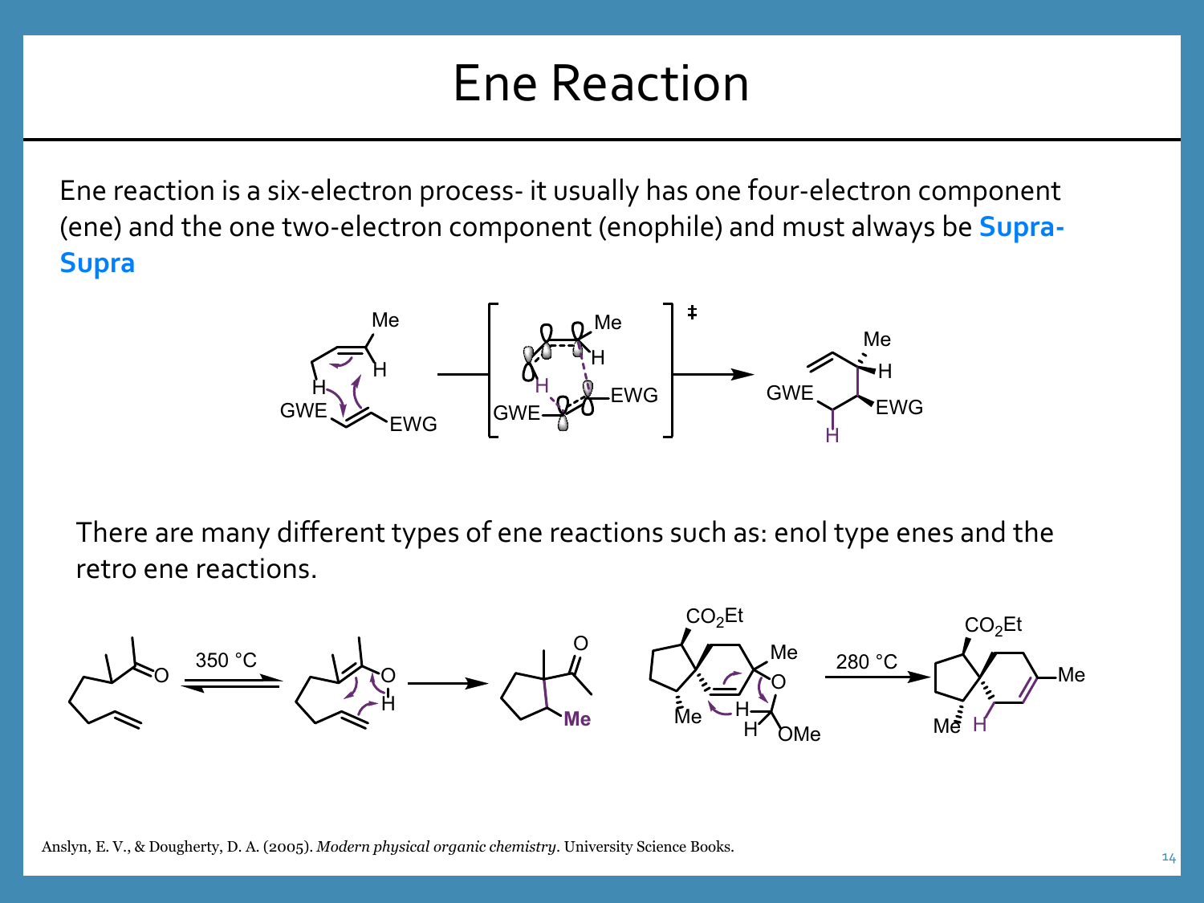# Ene Reaction

Ene reaction is a six-electron process- it usually has one four-electron component (ene) and the one two-electron component (enophile) and must always be **Supra-Supra**

There are many different types of ene reactions such as: enol type enes and the retro ene reactions.

Anslyn, E. V., & Dougherty, D. A. (2005). *Modern physical organic chemistry*. University Science Books.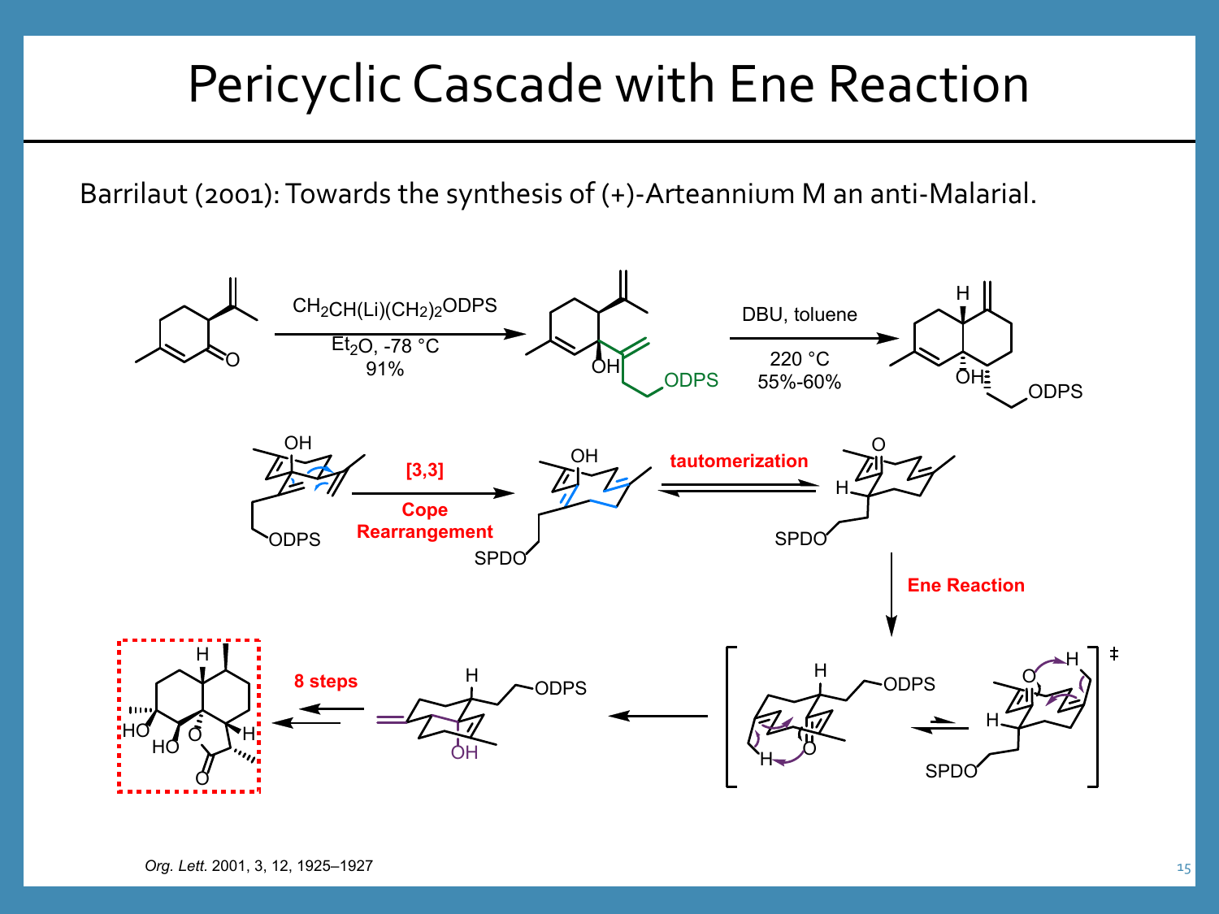# Pericyclic Cascade with Ene Reaction

Barrilaut (2001): Towards the synthesis of (+)-Arteannium M an anti-Malarial.

$CH_2CH(Li)(CH_2)_2ODPS$

$Et_2O$, -78 °C

91%

DBU, toluene

220 °C

55%-60%

[3,3]

Cope Rearrangement

tautomerization

Ene Reaction

8 steps

*Org. Lett.* 2001, 3, 12, 1925–1927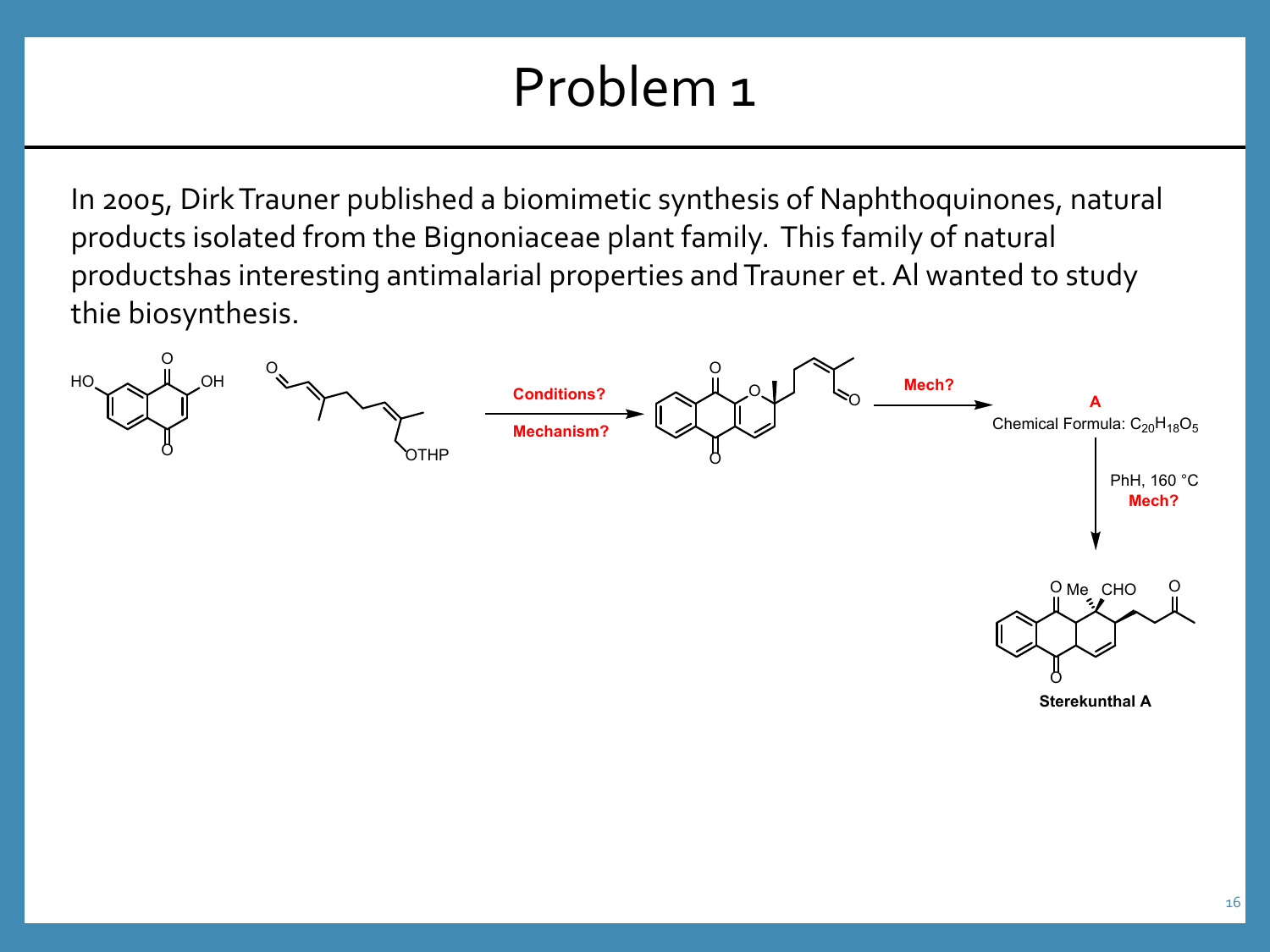# Problem 1

In 2005, Dirk Trauner published a biomimetic synthesis of Naphthoquinones, natural products isolated from the Bignoniaceae plant family. This family of natural productshas interesting antimalarial properties and Trauner et. Al wanted to study thie biosynthesis.

Conditions?

Mechanism?

Mech?

**A**

Chemical Formula: $C_{20}H_{18}O_5$

PhH, 160 °C

Mech?

O Me CHO O

**Sterekunthal A**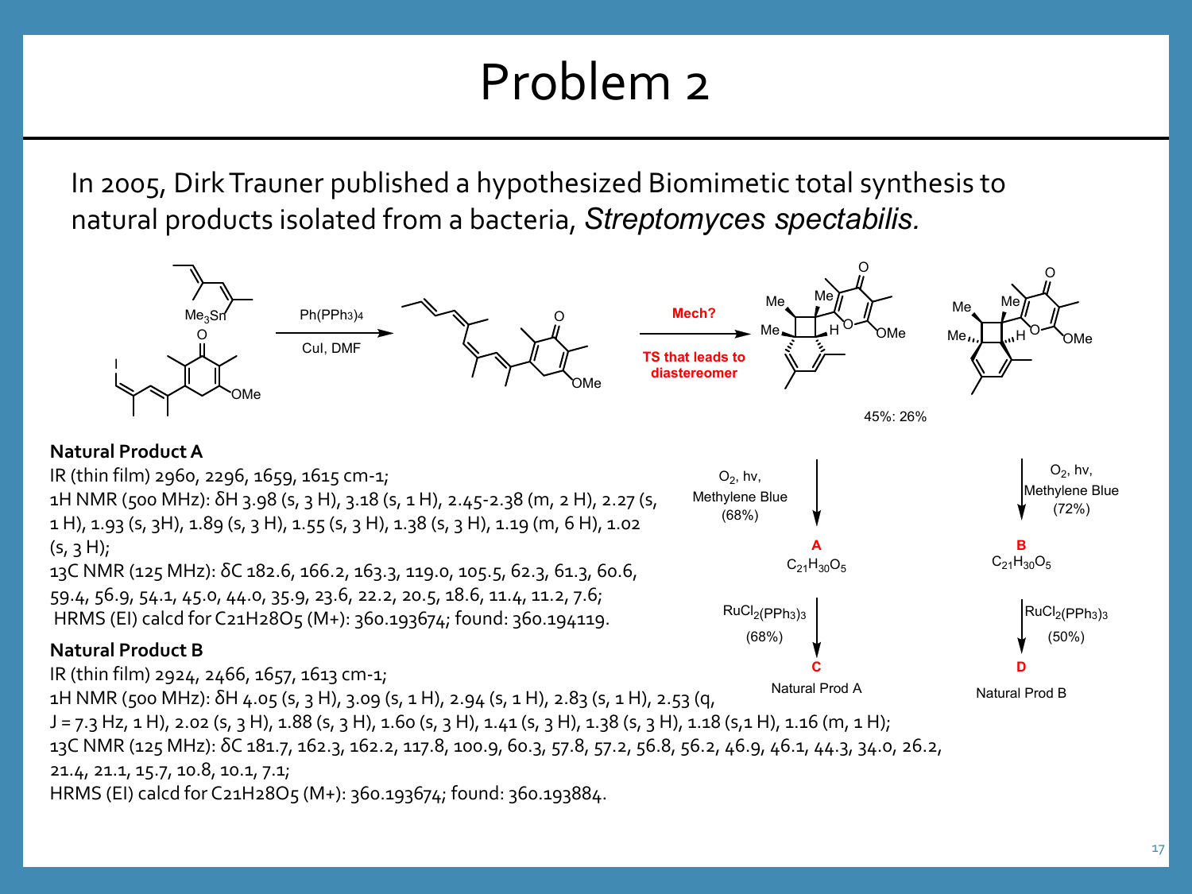# Problem 2

In 2005, Dirk Trauner published a hypothesized Biomimetic total synthesis to natural products isolated from a bacteria, *Streptomyces spectabilis.*

Ph(PPh3)4

CuI, DMF

**Mech?**

**TS that leads to diastereomer**

45%: 26%

$O_2$, hv, Methylene Blue (68%)

**A**
$C_{21}H_{30}O_5$

$RuCl_2(PPh_3)_3$ (68%)

**C**
Natural Prod A

$O_2$, hv, Methylene Blue (72%)

**B**
$C_{21}H_{30}O_5$

$RuCl_2(PPh_3)_3$ (50%)

**D**
Natural Prod B

**Natural Product A**

IR (thin film) 2960, 2296, 1659, 1615 cm-1;
1H NMR (500 MHz): δH 3.98 (s, 3 H), 3.18 (s, 1 H), 2.45-2.38 (m, 2 H), 2.27 (s, 1 H), 1.93 (s, 3H), 1.89 (s, 3 H), 1.55 (s, 3 H), 1.38 (s, 3 H), 1.19 (m, 6 H), 1.02 (s, 3 H);
13C NMR (125 MHz): δC 182.6, 166.2, 163.3, 119.0, 105.5, 62.3, 61.3, 60.6, 59.4, 56.9, 54.1, 45.0, 44.0, 35.9, 23.6, 22.2, 20.5, 18.6, 11.4, 11.2, 7.6;
HRMS (EI) calcd for C21H28O5 (M+): 360.193674; found: 360.194119.

**Natural Product B**

IR (thin film) 2924, 2466, 1657, 1613 cm-1;
1H NMR (500 MHz): δH 4.05 (s, 3 H), 3.09 (s, 1 H), 2.94 (s, 1 H), 2.83 (s, 1 H), 2.53 (q, J = 7.3 Hz, 1 H), 2.02 (s, 3 H), 1.88 (s, 3 H), 1.60 (s, 3 H), 1.41 (s, 3 H), 1.38 (s, 3 H), 1.18 (s,1 H), 1.16 (m, 1 H);
13C NMR (125 MHz): δC 181.7, 162.3, 162.2, 117.8, 100.9, 60.3, 57.8, 57.2, 56.8, 56.2, 46.9, 46.1, 44.3, 34.0, 26.2, 21.4, 21.1, 15.7, 10.8, 10.1, 7.1;
HRMS (EI) calcd for C21H28O5 (M+): 360.193674; found: 360.193884.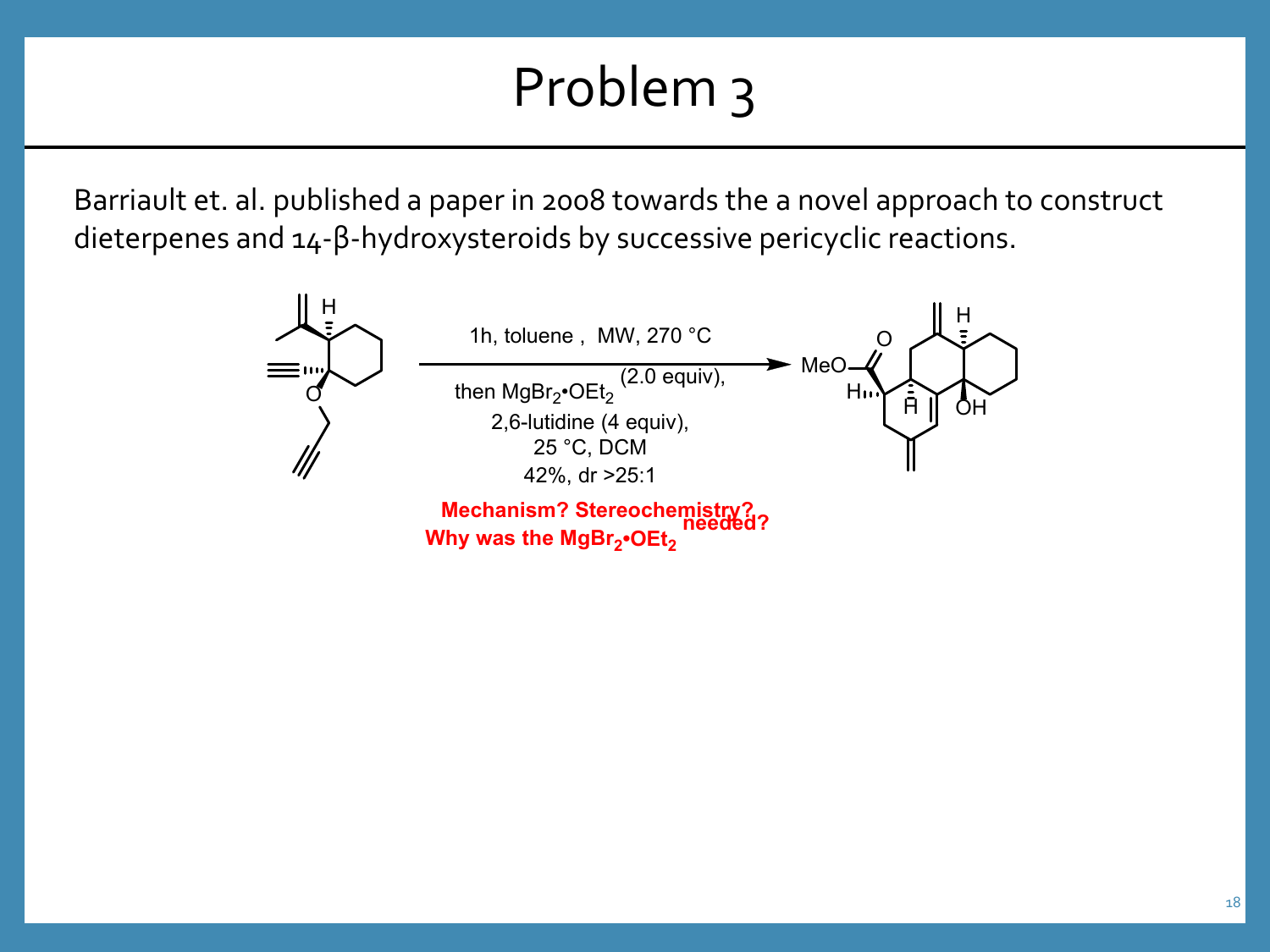# Problem 3

Barriault et. al. published a paper in 2008 towards the a novel approach to construct dieterpenes and 14-β-hydroxysteroids by successive pericyclic reactions.

1h, toluene , MW, 270 °C

then $MgBr_2•OEt_2$ (2.0 equiv),
2,6-lutidine (4 equiv),
25 °C, DCM
42%, dr >25:1

**Mechanism? Stereochemistry?**
**Why was the $MgBr_2•OEt_2$ needed?**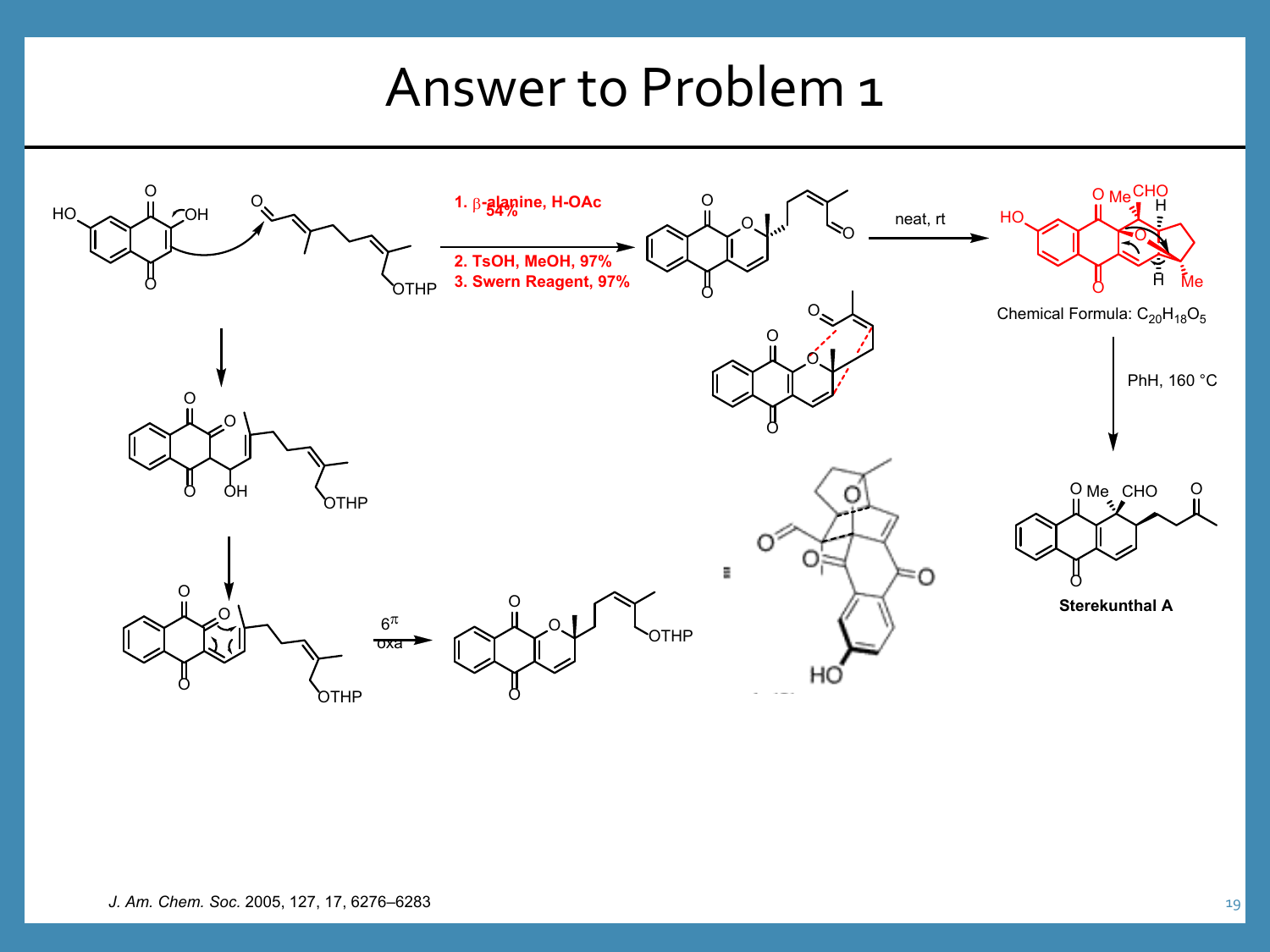# Answer to Problem 1

1. β-alanine, H-OAc 54%

2. TsOH, MeOH, 97%

3. Swern Reagent, 97%

neat, rt

Chemical Formula: $C_{20}H_{18}O_5$

PhH, 160 °C

6π oxa

**Sterekunthal A**

*J. Am. Chem. Soc.* 2005, 127, 17, 6276–6283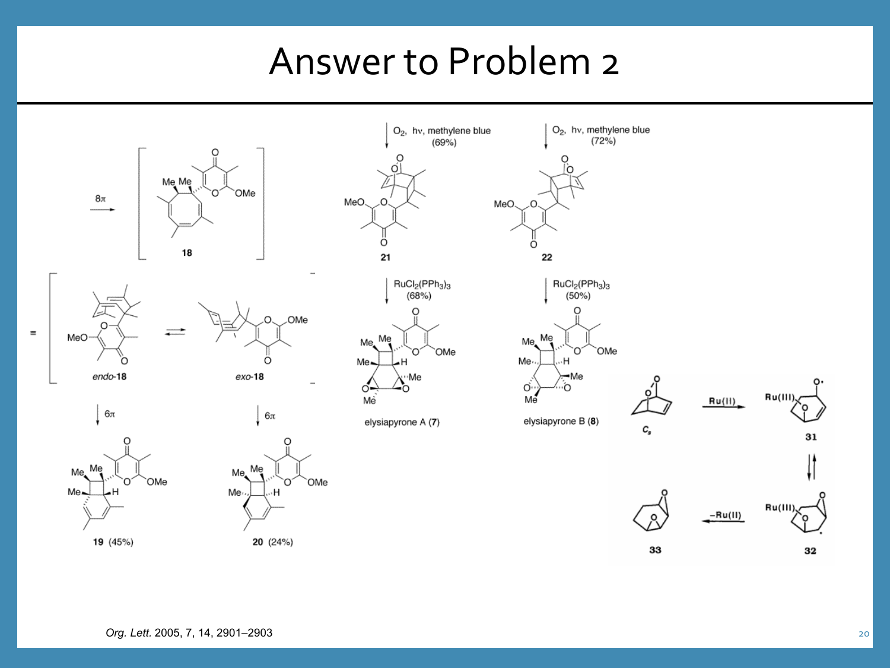# Answer to Problem 2

8π

**18**

*endo*-**18** ⇌ *exo*-**18**

6π → **19** (45%)

6π → **20** (24%)

$O_2$, hν, methylene blue (69%) → **21**

$O_2$, hν, methylene blue (72%) → **22**

$RuCl_2(PPh_3)_3$ (68%) → elysiapyrone A (**7**)

$RuCl_2(PPh_3)_3$ (50%) → elysiapyrone B (**8**)

$C_s$ —Ru(II)→ **31** ⇌ **32** —−Ru(II)→ **33**

*Org. Lett.* 2005, 7, 14, 2901–2903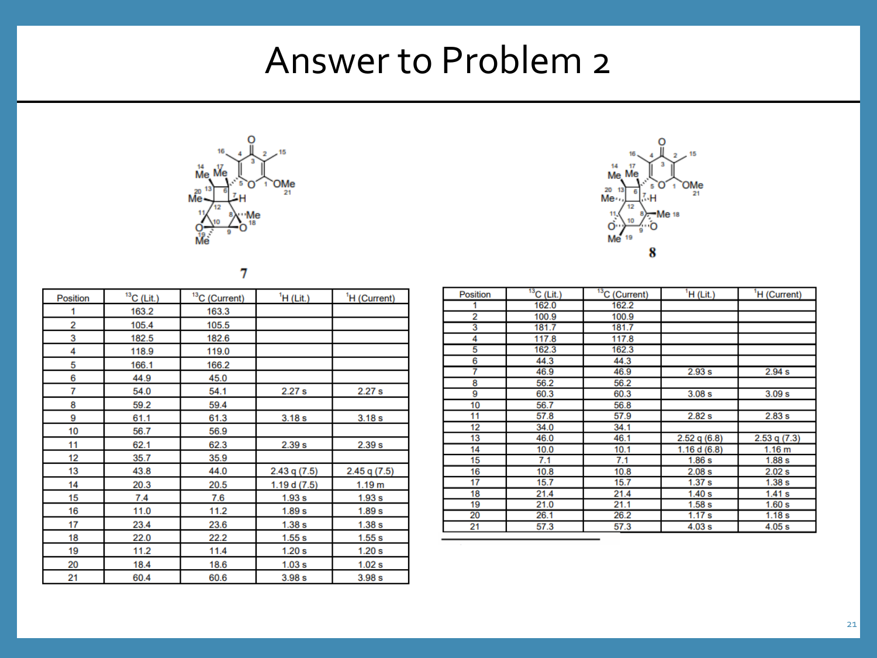# Answer to Problem 2

**7**

| Position | $^{13}$C (Lit.) | $^{13}$C (Current) | $^{1}$H (Lit.) | $^{1}$H (Current) |
|---|---|---|---|---|
| 1 | 163.2 | 163.3 | | |
| 2 | 105.4 | 105.5 | | |
| 3 | 182.5 | 182.6 | | |
| 4 | 118.9 | 119.0 | | |
| 5 | 166.1 | 166.2 | | |
| 6 | 44.9 | 45.0 | | |
| 7 | 54.0 | 54.1 | 2.27 s | 2.27 s |
| 8 | 59.2 | 59.4 | | |
| 9 | 61.1 | 61.3 | 3.18 s | 3.18 s |
| 10 | 56.7 | 56.9 | | |
| 11 | 62.1 | 62.3 | 2.39 s | 2.39 s |
| 12 | 35.7 | 35.9 | | |
| 13 | 43.8 | 44.0 | 2.43 q (7.5) | 2.45 q (7.5) |
| 14 | 20.3 | 20.5 | 1.19 d (7.5) | 1.19 m |
| 15 | 7.4 | 7.6 | 1.93 s | 1.93 s |
| 16 | 11.0 | 11.2 | 1.89 s | 1.89 s |
| 17 | 23.4 | 23.6 | 1.38 s | 1.38 s |
| 18 | 22.0 | 22.2 | 1.55 s | 1.55 s |
| 19 | 11.2 | 11.4 | 1.20 s | 1.20 s |
| 20 | 18.4 | 18.6 | 1.03 s | 1.02 s |
| 21 | 60.4 | 60.6 | 3.98 s | 3.98 s |

**8**

| Position | $^{13}$C (Lit.) | $^{13}$C (Current) | $^{1}$H (Lit.) | $^{1}$H (Current) |
|---|---|---|---|---|
| 1 | 162.0 | 162.2 | | |
| 2 | 100.9 | 100.9 | | |
| 3 | 181.7 | 181.7 | | |
| 4 | 117.8 | 117.8 | | |
| 5 | 162.3 | 162.3 | | |
| 6 | 44.3 | 44.3 | | |
| 7 | 46.9 | 46.9 | 2.93 s | 2.94 s |
| 8 | 56.2 | 56.2 | | |
| 9 | 60.3 | 60.3 | 3.08 s | 3.09 s |
| 10 | 56.7 | 56.8 | | |
| 11 | 57.8 | 57.9 | 2.82 s | 2.83 s |
| 12 | 34.0 | 34.1 | | |
| 13 | 46.0 | 46.1 | 2.52 q (6.8) | 2.53 q (7.3) |
| 14 | 10.0 | 10.1 | 1.16 d (6.8) | 1.16 m |
| 15 | 7.1 | 7.1 | 1.86 s | 1.88 s |
| 16 | 10.8 | 10.8 | 2.08 s | 2.02 s |
| 17 | 15.7 | 15.7 | 1.37 s | 1.38 s |
| 18 | 21.4 | 21.4 | 1.40 s | 1.41 s |
| 19 | 21.0 | 21.1 | 1.58 s | 1.60 s |
| 20 | 26.1 | 26.2 | 1.17 s | 1.18 s |
| 21 | 57.3 | 57.3 | 4.03 s | 4.05 s |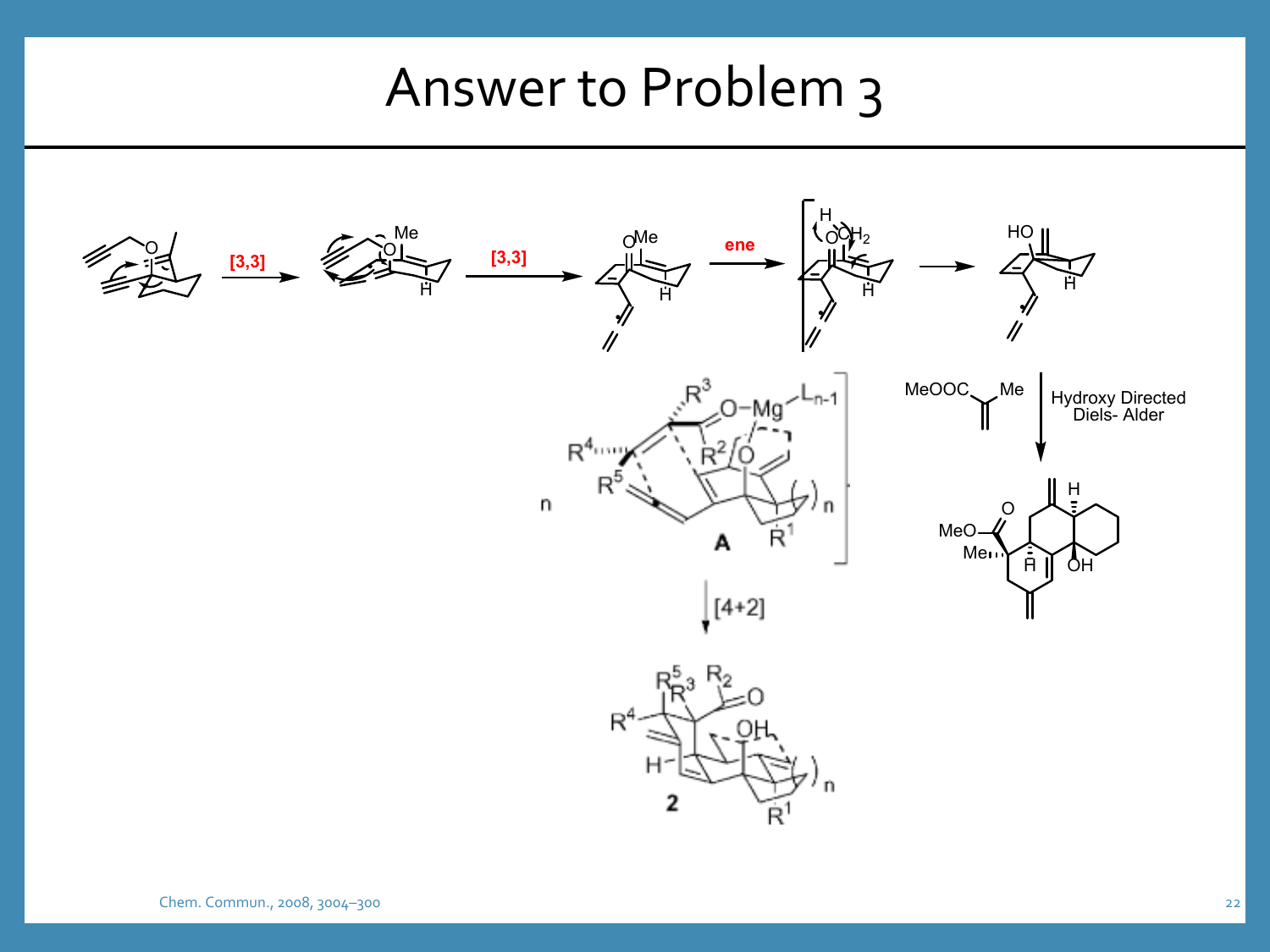# Answer to Problem 3

[3,3]

[3,3]

ene

MeOOC, Me

Hydroxy Directed Diels- Alder

A

[4+2]

2

Chem. Commun., 2008, 3004–300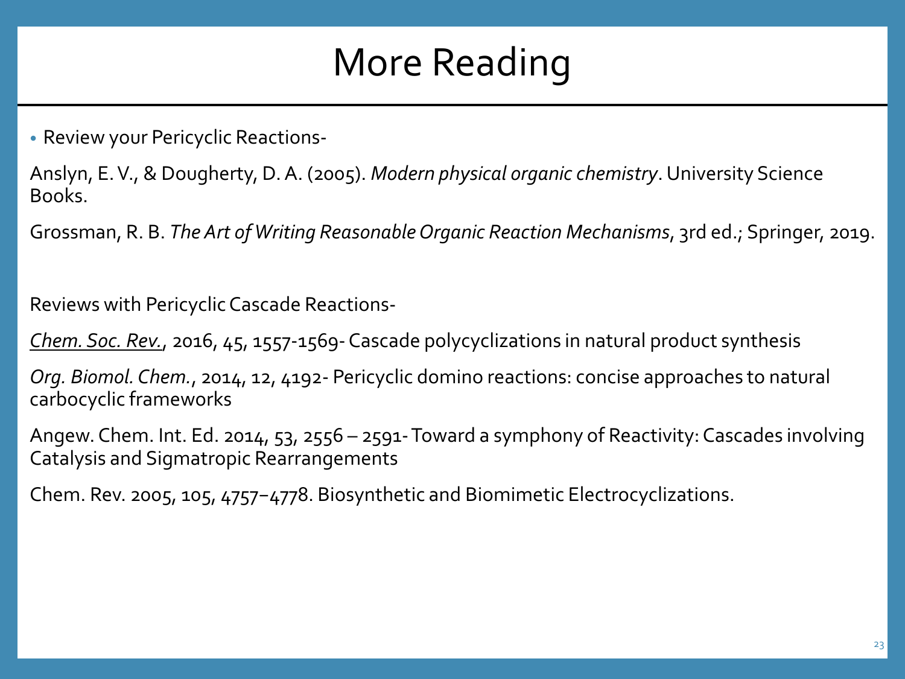# More Reading

- Review your Pericyclic Reactions-

Anslyn, E. V., & Dougherty, D. A. (2005). *Modern physical organic chemistry*. University Science Books.

Grossman, R. B. *The Art of Writing Reasonable Organic Reaction Mechanisms*, 3rd ed.; Springer, 2019.

Reviews with Pericyclic Cascade Reactions-

*Chem. Soc. Rev.*, 2016, 45, 1557-1569- Cascade polycyclizations in natural product synthesis

*Org. Biomol. Chem.*, 2014, 12, 4192- Pericyclic domino reactions: concise approaches to natural carbocyclic frameworks

Angew. Chem. Int. Ed. 2014, 53, 2556 – 2591- Toward a symphony of Reactivity: Cascades involving Catalysis and Sigmatropic Rearrangements

Chem. Rev. 2005, 105, 4757−4778. Biosynthetic and Biomimetic Electrocyclizations.